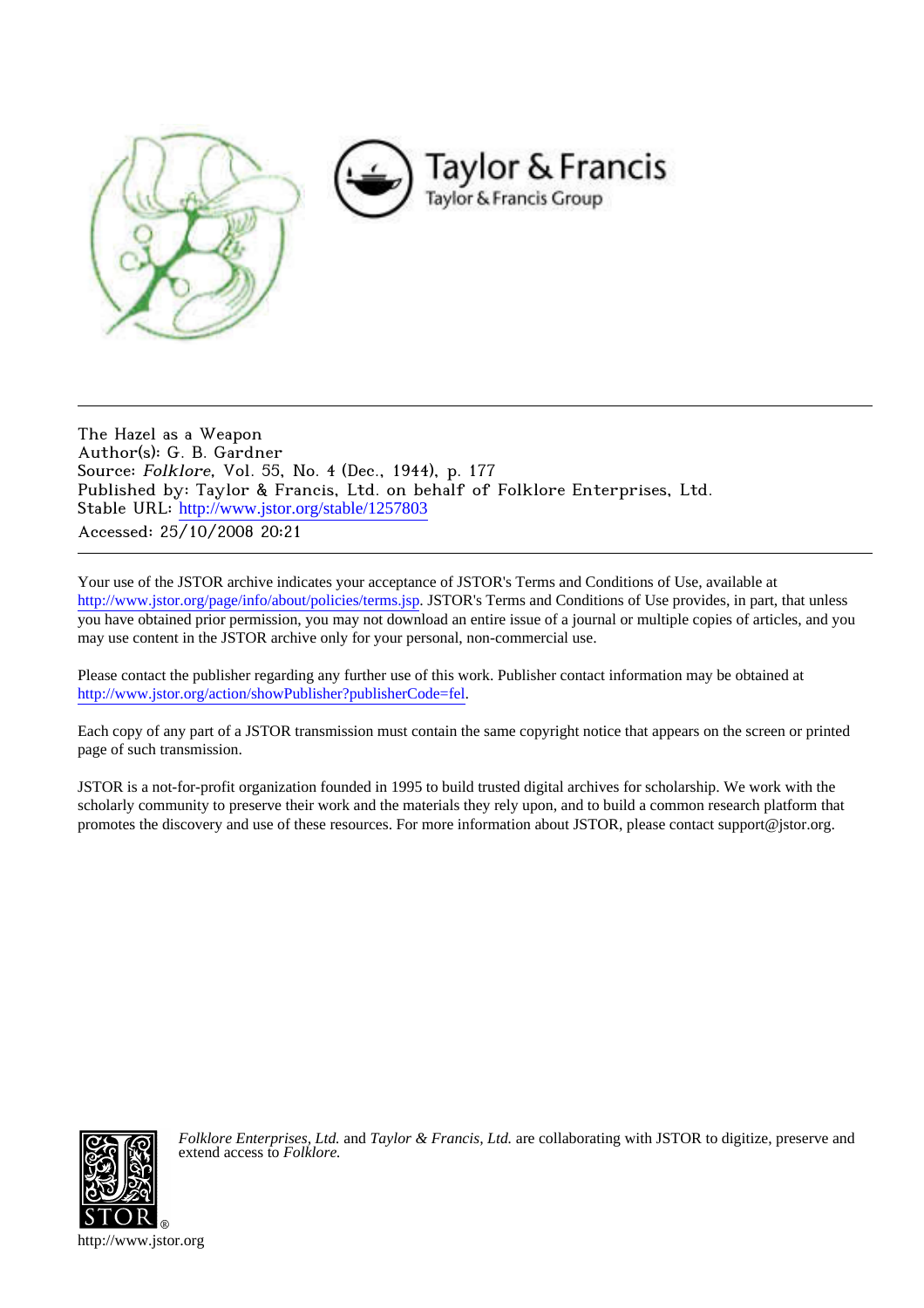The Hazel as a Weapon
Author(s): G. B. Gardner
Source: *Folklore*, Vol. 55, No. 4 (Dec., 1944), p. 177
Published by: Taylor & Francis, Ltd. on behalf of Folklore Enterprises, Ltd.
Stable URL: http://www.jstor.org/stable/1257803
Accessed: 25/10/2008 20:21

Your use of the JSTOR archive indicates your acceptance of JSTOR's Terms and Conditions of Use, available at http://www.jstor.org/page/info/about/policies/terms.jsp. JSTOR's Terms and Conditions of Use provides, in part, that unless you have obtained prior permission, you may not download an entire issue of a journal or multiple copies of articles, and you may use content in the JSTOR archive only for your personal, non-commercial use.

Please contact the publisher regarding any further use of this work. Publisher contact information may be obtained at http://www.jstor.org/action/showPublisher?publisherCode=fel.

Each copy of any part of a JSTOR transmission must contain the same copyright notice that appears on the screen or printed page of such transmission.

JSTOR is a not-for-profit organization founded in 1995 to build trusted digital archives for scholarship. We work with the scholarly community to preserve their work and the materials they rely upon, and to build a common research platform that promotes the discovery and use of these resources. For more information about JSTOR, please contact support@jstor.org.

*Folklore Enterprises, Ltd.* and *Taylor & Francis, Ltd.* are collaborating with JSTOR to digitize, preserve and extend access to *Folklore.*

http://www.jstor.org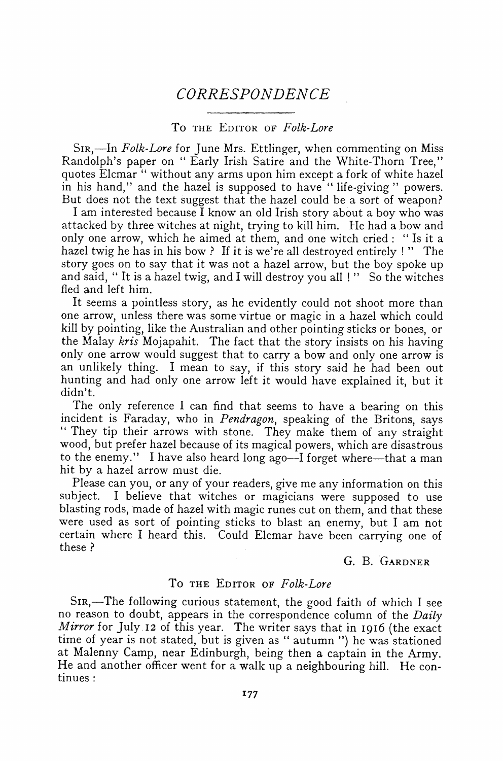# *CORRESPONDENCE*

## To the Editor of *Folk-Lore*

Sir,—In *Folk-Lore* for June Mrs. Ettlinger, when commenting on Miss Randolph's paper on " Early Irish Satire and the White-Thorn Tree," quotes Elcmar " without any arms upon him except a fork of white hazel in his hand," and the hazel is supposed to have " life-giving " powers. But does not the text suggest that the hazel could be a sort of weapon?

I am interested because I know an old Irish story about a boy who was attacked by three witches at night, trying to kill him. He had a bow and only one arrow, which he aimed at them, and one witch cried : " Is it a hazel twig he has in his bow ? If it is we're all destroyed entirely ! " The story goes on to say that it was not a hazel arrow, but the boy spoke up and said, " It is a hazel twig, and I will destroy you all ! " So the witches fled and left him.

It seems a pointless story, as he evidently could not shoot more than one arrow, unless there was some virtue or magic in a hazel which could kill by pointing, like the Australian and other pointing sticks or bones, or the Malay *kris* Mojapahit. The fact that the story insists on his having only one arrow would suggest that to carry a bow and only one arrow is an unlikely thing. I mean to say, if this story said he had been out hunting and had only one arrow left it would have explained it, but it didn't.

The only reference I can find that seems to have a bearing on this incident is Faraday, who in *Pendragon*, speaking of the Britons, says " They tip their arrows with stone. They make them of any straight wood, but prefer hazel because of its magical powers, which are disastrous to the enemy." I have also heard long ago—I forget where—that a man hit by a hazel arrow must die.

Please can you, or any of your readers, give me any information on this subject. I believe that witches or magicians were supposed to use blasting rods, made of hazel with magic runes cut on them, and that these were used as sort of pointing sticks to blast an enemy, but I am not certain where I heard this. Could Elcmar have been carrying one of these ?

G. B. Gardner

## To the Editor of *Folk-Lore*

Sir,—The following curious statement, the good faith of which I see no reason to doubt, appears in the correspondence column of the *Daily Mirror* for July 12 of this year. The writer says that in 1916 (the exact time of year is not stated, but is given as " autumn ") he was stationed at Malenny Camp, near Edinburgh, being then a captain in the Army. He and another officer went for a walk up a neighbouring hill. He continues :